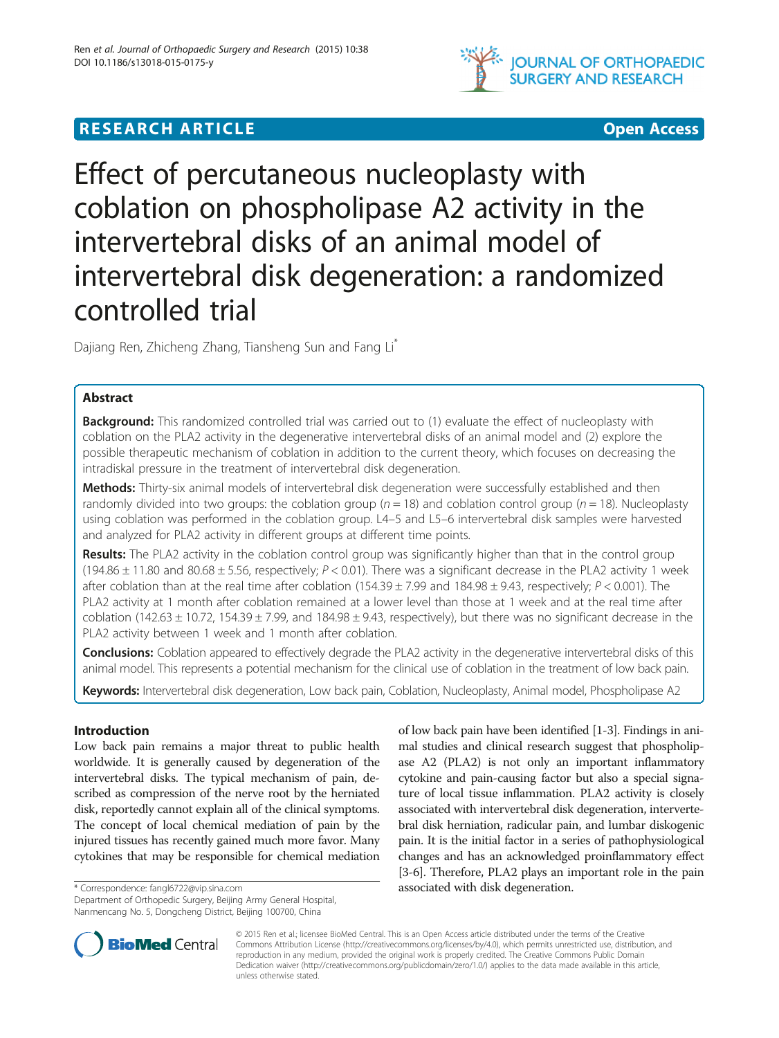**RESEARCH ARTICLE** **Open Access**

# Effect of percutaneous nucleoplasty with coblation on phospholipase A2 activity in the intervertebral disks of an animal model of intervertebral disk degeneration: a randomized controlled trial

Dajiang Ren, Zhicheng Zhang, Tiansheng Sun and Fang Li*

## Abstract

**Background:** This randomized controlled trial was carried out to (1) evaluate the effect of nucleoplasty with coblation on the PLA2 activity in the degenerative intervertebral disks of an animal model and (2) explore the possible therapeutic mechanism of coblation in addition to the current theory, which focuses on decreasing the intradiskal pressure in the treatment of intervertebral disk degeneration.

**Methods:** Thirty-six animal models of intervertebral disk degeneration were successfully established and then randomly divided into two groups: the coblation group ($n = 18$) and coblation control group ($n = 18$). Nucleoplasty using coblation was performed in the coblation group. L4–5 and L5–6 intervertebral disk samples were harvested and analyzed for PLA2 activity in different groups at different time points.

**Results:** The PLA2 activity in the coblation control group was significantly higher than that in the control group (194.86 ± 11.80 and 80.68 ± 5.56, respectively; $P < 0.01$). There was a significant decrease in the PLA2 activity 1 week after coblation than at the real time after coblation (154.39 ± 7.99 and 184.98 ± 9.43, respectively; $P < 0.001$). The PLA2 activity at 1 month after coblation remained at a lower level than those at 1 week and at the real time after coblation (142.63 ± 10.72, 154.39 ± 7.99, and 184.98 ± 9.43, respectively), but there was no significant decrease in the PLA2 activity between 1 week and 1 month after coblation.

**Conclusions:** Coblation appeared to effectively degrade the PLA2 activity in the degenerative intervertebral disks of this animal model. This represents a potential mechanism for the clinical use of coblation in the treatment of low back pain.

**Keywords:** Intervertebral disk degeneration, Low back pain, Coblation, Nucleoplasty, Animal model, Phospholipase A2

## Introduction

Low back pain remains a major threat to public health worldwide. It is generally caused by degeneration of the intervertebral disks. The typical mechanism of pain, described as compression of the nerve root by the herniated disk, reportedly cannot explain all of the clinical symptoms. The concept of local chemical mediation of pain by the injured tissues has recently gained much more favor. Many cytokines that may be responsible for chemical mediation of low back pain have been identified [1-3]. Findings in animal studies and clinical research suggest that phospholipase A2 (PLA2) is not only an important inflammatory cytokine and pain-causing factor but also a special signature of local tissue inflammation. PLA2 activity is closely associated with intervertebral disk degeneration, intervertebral disk herniation, radicular pain, and lumbar diskogenic pain. It is the initial factor in a series of pathophysiological changes and has an acknowledged proinflammatory effect [3-6]. Therefore, PLA2 plays an important role in the pain associated with disk degeneration.

* Correspondence: fangl6722@vip.sina.com
Department of Orthopedic Surgery, Beijing Army General Hospital, Nanmencang No. 5, Dongcheng District, Beijing 100700, China

© 2015 Ren et al.; licensee BioMed Central. This is an Open Access article distributed under the terms of the Creative Commons Attribution License (http://creativecommons.org/licenses/by/4.0), which permits unrestricted use, distribution, and reproduction in any medium, provided the original work is properly credited. The Creative Commons Public Domain Dedication waiver (http://creativecommons.org/publicdomain/zero/1.0/) applies to the data made available in this article, unless otherwise stated.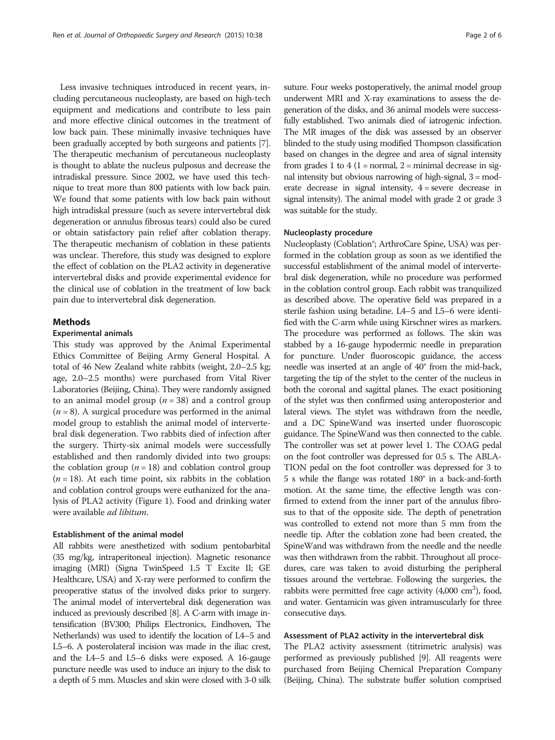Less invasive techniques introduced in recent years, including percutaneous nucleoplasty, are based on high-tech equipment and medications and contribute to less pain and more effective clinical outcomes in the treatment of low back pain. These minimally invasive techniques have been gradually accepted by both surgeons and patients [7]. The therapeutic mechanism of percutaneous nucleoplasty is thought to ablate the nucleus pulposus and decrease the intradiskal pressure. Since 2002, we have used this technique to treat more than 800 patients with low back pain. We found that some patients with low back pain without high intradiskal pressure (such as severe intervertebral disk degeneration or annulus fibrosus tears) could also be cured or obtain satisfactory pain relief after coblation therapy. The therapeutic mechanism of coblation in these patients was unclear. Therefore, this study was designed to explore the effect of coblation on the PLA2 activity in degenerative intervertebral disks and provide experimental evidence for the clinical use of coblation in the treatment of low back pain due to intervertebral disk degeneration.

## Methods

### Experimental animals

This study was approved by the Animal Experimental Ethics Committee of Beijing Army General Hospital. A total of 46 New Zealand white rabbits (weight, 2.0–2.5 kg; age, 2.0–2.5 months) were purchased from Vital River Laboratories (Beijing, China). They were randomly assigned to an animal model group ($n = 38$) and a control group ($n = 8$). A surgical procedure was performed in the animal model group to establish the animal model of intervertebral disk degeneration. Two rabbits died of infection after the surgery. Thirty-six animal models were successfully established and then randomly divided into two groups: the coblation group ($n = 18$) and coblation control group ($n = 18$). At each time point, six rabbits in the coblation and coblation control groups were euthanized for the analysis of PLA2 activity (Figure 1). Food and drinking water were available *ad libitum*.

### Establishment of the animal model

All rabbits were anesthetized with sodium pentobarbital (35 mg/kg, intraperitoneal injection). Magnetic resonance imaging (MRI) (Signa TwinSpeed 1.5 T Excite II; GE Healthcare, USA) and X-ray were performed to confirm the preoperative status of the involved disks prior to surgery. The animal model of intervertebral disk degeneration was induced as previously described [8]. A C-arm with image intensification (BV300; Philips Electronics, Eindhoven, The Netherlands) was used to identify the location of L4–5 and L5–6. A posterolateral incision was made in the iliac crest, and the L4–5 and L5–6 disks were exposed. A 16-gauge puncture needle was used to induce an injury to the disk to a depth of 5 mm. Muscles and skin were closed with 3-0 silk suture. Four weeks postoperatively, the animal model group underwent MRI and X-ray examinations to assess the degeneration of the disks, and 36 animal models were successfully established. Two animals died of iatrogenic infection. The MR images of the disk was assessed by an observer blinded to the study using modified Thompson classification based on changes in the degree and area of signal intensity from grades 1 to 4 (1 = normal, 2 = minimal decrease in signal intensity but obvious narrowing of high-signal, 3 = moderate decrease in signal intensity, 4 = severe decrease in signal intensity). The animal model with grade 2 or grade 3 was suitable for the study.

### Nucleoplasty procedure

Nucleoplasty (Coblation®; ArthroCare Spine, USA) was performed in the coblation group as soon as we identified the successful establishment of the animal model of intervertebral disk degeneration, while no procedure was performed in the coblation control group. Each rabbit was tranquilized as described above. The operative field was prepared in a sterile fashion using betadine. L4–5 and L5–6 were identified with the C-arm while using Kirschner wires as markers. The procedure was performed as follows. The skin was stabbed by a 16-gauge hypodermic needle in preparation for puncture. Under fluoroscopic guidance, the access needle was inserted at an angle of 40° from the mid-back, targeting the tip of the stylet to the center of the nucleus in both the coronal and sagittal planes. The exact positioning of the stylet was then confirmed using anteroposterior and lateral views. The stylet was withdrawn from the needle, and a DC SpineWand was inserted under fluoroscopic guidance. The SpineWand was then connected to the cable. The controller was set at power level 1. The COAG pedal on the foot controller was depressed for 0.5 s. The ABLATION pedal on the foot controller was depressed for 3 to 5 s while the flange was rotated 180° in a back-and-forth motion. At the same time, the effective length was confirmed to extend from the inner part of the annulus fibrosus to that of the opposite side. The depth of penetration was controlled to extend not more than 5 mm from the needle tip. After the coblation zone had been created, the SpineWand was withdrawn from the needle and the needle was then withdrawn from the rabbit. Throughout all procedures, care was taken to avoid disturbing the peripheral tissues around the vertebrae. Following the surgeries, the rabbits were permitted free cage activity (4,000 $cm^2$), food, and water. Gentamicin was given intramuscularly for three consecutive days.

### Assessment of PLA2 activity in the intervertebral disk

The PLA2 activity assessment (titrimetric analysis) was performed as previously published [9]. All reagents were purchased from Beijing Chemical Preparation Company (Beijing, China). The substrate buffer solution comprised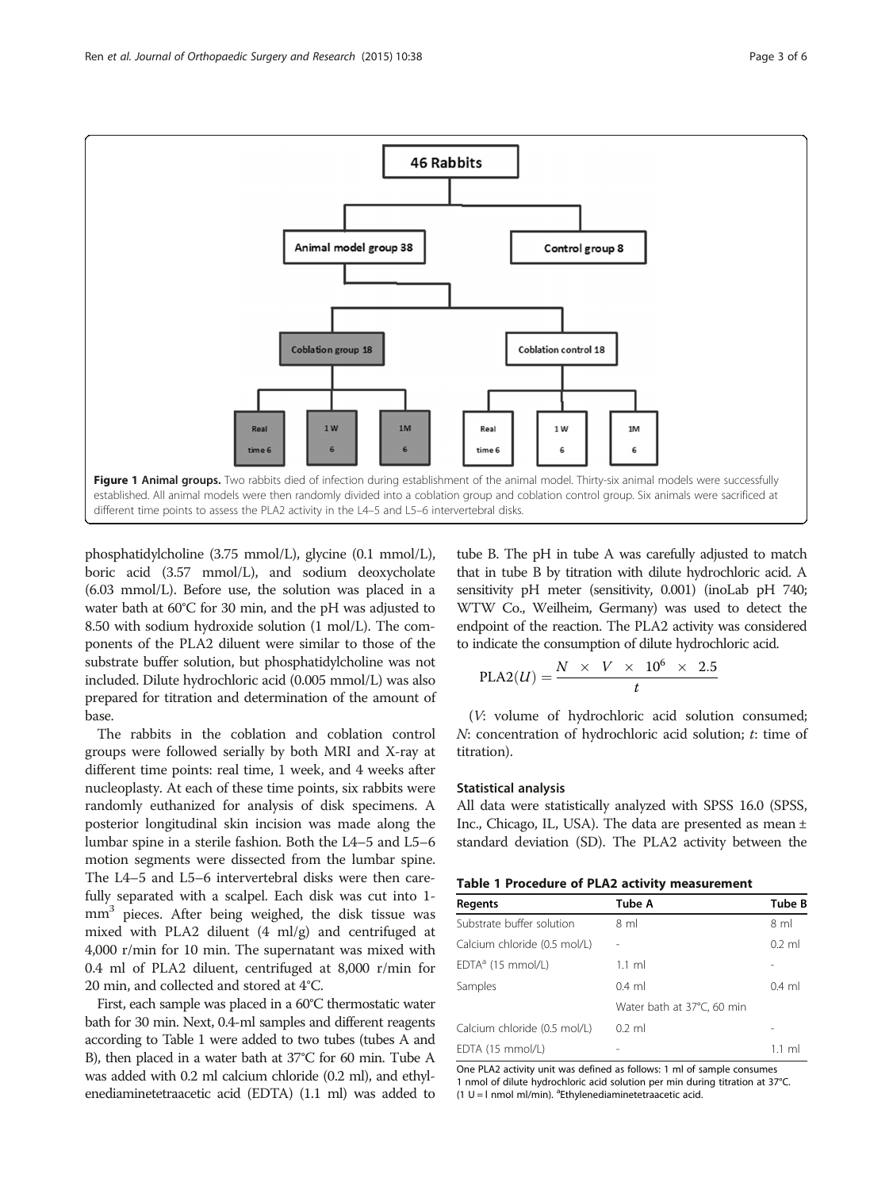**Figure 1 Animal groups.** Two rabbits died of infection during establishment of the animal model. Thirty-six animal models were successfully established. All animal models were then randomly divided into a coblation group and coblation control group. Six animals were sacrificed at different time points to assess the PLA2 activity in the L4–5 and L5–6 intervertebral disks.

phosphatidylcholine (3.75 mmol/L), glycine (0.1 mmol/L), boric acid (3.57 mmol/L), and sodium deoxycholate (6.03 mmol/L). Before use, the solution was placed in a water bath at 60°C for 30 min, and the pH was adjusted to 8.50 with sodium hydroxide solution (1 mol/L). The components of the PLA2 diluent were similar to those of the substrate buffer solution, but phosphatidylcholine was not included. Dilute hydrochloric acid (0.005 mmol/L) was also prepared for titration and determination of the amount of base.

The rabbits in the coblation and coblation control groups were followed serially by both MRI and X-ray at different time points: real time, 1 week, and 4 weeks after nucleoplasty. At each of these time points, six rabbits were randomly euthanized for analysis of disk specimens. A posterior longitudinal skin incision was made along the lumbar spine in a sterile fashion. Both the L4–5 and L5–6 motion segments were dissected from the lumbar spine. The L4–5 and L5–6 intervertebral disks were then carefully separated with a scalpel. Each disk was cut into 1-$mm^3$ pieces. After being weighed, the disk tissue was mixed with PLA2 diluent (4 ml/g) and centrifuged at 4,000 r/min for 10 min. The supernatant was mixed with 0.4 ml of PLA2 diluent, centrifuged at 8,000 r/min for 20 min, and collected and stored at 4°C.

First, each sample was placed in a 60°C thermostatic water bath for 30 min. Next, 0.4-ml samples and different reagents according to Table 1 were added to two tubes (tubes A and B), then placed in a water bath at 37°C for 60 min. Tube A was added with 0.2 ml calcium chloride (0.2 ml), and ethylenediaminetetraacetic acid (EDTA) (1.1 ml) was added to tube B. The pH in tube A was carefully adjusted to match that in tube B by titration with dilute hydrochloric acid. A sensitivity pH meter (sensitivity, 0.001) (inoLab pH 740; WTW Co., Weilheim, Germany) was used to detect the endpoint of the reaction. The PLA2 activity was considered to indicate the consumption of dilute hydrochloric acid.

$$\text{PLA2}(U) = \frac{N \times V \times 10^6 \times 2.5}{t}$$

($V$: volume of hydrochloric acid solution consumed; $N$: concentration of hydrochloric acid solution; $t$: time of titration).

### Statistical analysis

All data were statistically analyzed with SPSS 16.0 (SPSS, Inc., Chicago, IL, USA). The data are presented as mean ± standard deviation (SD). The PLA2 activity between the

**Table 1 Procedure of PLA2 activity measurement**

| Regents | Tube A | Tube B |
|---|---|---|
| Substrate buffer solution | 8 ml | 8 ml |
| Calcium chloride (0.5 mol/L) | - | 0.2 ml |
| EDTA[a] (15 mmol/L) | 1.1 ml | - |
| Samples | 0.4 ml | 0.4 ml |
| | Water bath at 37°C, 60 min | |
| Calcium chloride (0.5 mol/L) | 0.2 ml | - |
| EDTA (15 mmol/L) | - | 1.1 ml |

One PLA2 activity unit was defined as follows: 1 ml of sample consumes 1 nmol of dilute hydrochloric acid solution per min during titration at 37°C. (1 U = l nmol ml/min). [a]Ethylenediaminetetraacetic acid.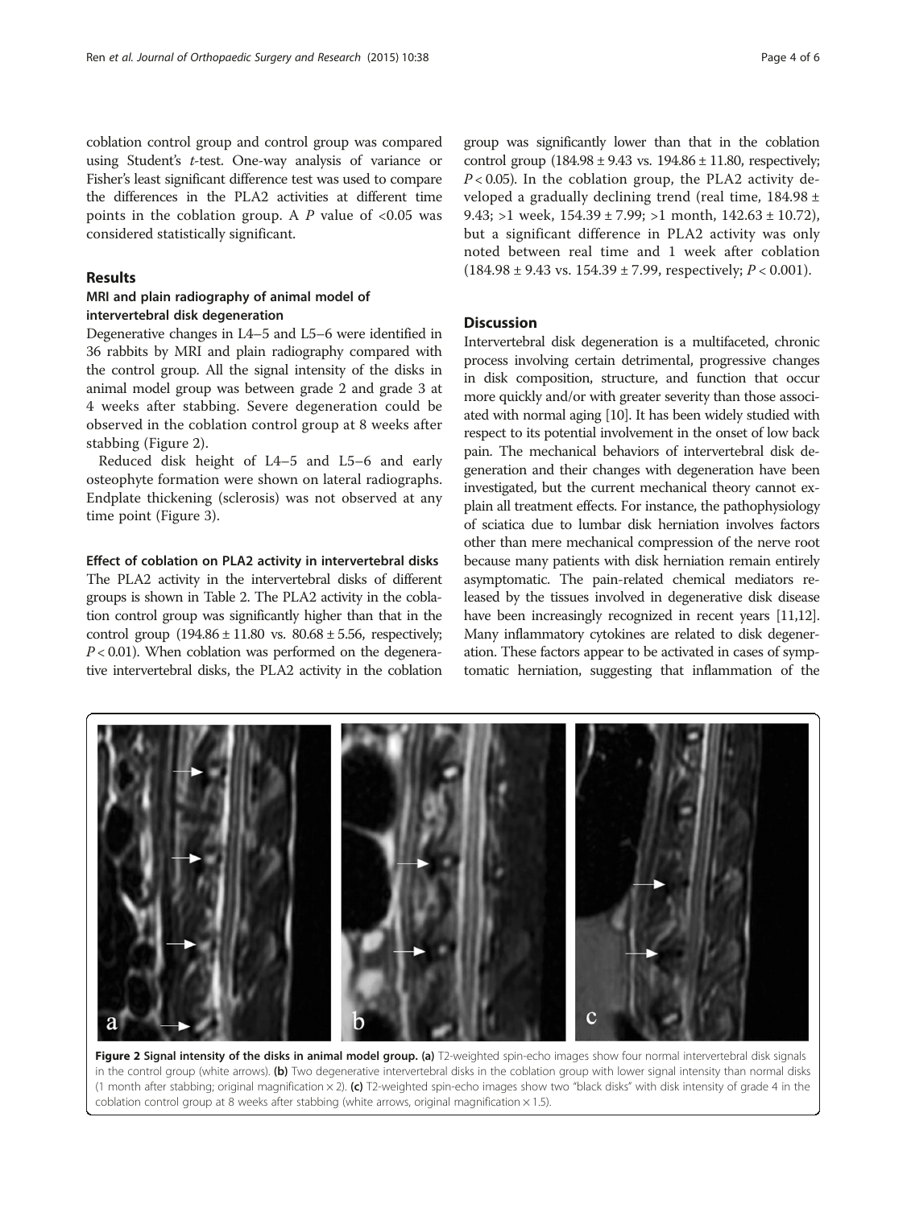coblation control group and control group was compared using Student's *t*-test. One-way analysis of variance or Fisher's least significant difference test was used to compare the differences in the PLA2 activities at different time points in the coblation group. A $P$ value of <0.05 was considered statistically significant.

## Results

### MRI and plain radiography of animal model of intervertebral disk degeneration

Degenerative changes in L4–5 and L5–6 were identified in 36 rabbits by MRI and plain radiography compared with the control group. All the signal intensity of the disks in animal model group was between grade 2 and grade 3 at 4 weeks after stabbing. Severe degeneration could be observed in the coblation control group at 8 weeks after stabbing (Figure 2).

Reduced disk height of L4–5 and L5–6 and early osteophyte formation were shown on lateral radiographs. Endplate thickening (sclerosis) was not observed at any time point (Figure 3).

#### Effect of coblation on PLA2 activity in intervertebral disks

The PLA2 activity in the intervertebral disks of different groups is shown in Table 2. The PLA2 activity in the coblation control group was significantly higher than that in the control group (194.86 ± 11.80 vs. 80.68 ± 5.56, respectively; $P < 0.01$). When coblation was performed on the degenerative intervertebral disks, the PLA2 activity in the coblation group was significantly lower than that in the coblation control group (184.98 ± 9.43 vs. 194.86 ± 11.80, respectively; $P < 0.05$). In the coblation group, the PLA2 activity developed a gradually declining trend (real time, 184.98 ± 9.43; >1 week, 154.39 ± 7.99; >1 month, 142.63 ± 10.72), but a significant difference in PLA2 activity was only noted between real time and 1 week after coblation (184.98 ± 9.43 vs. 154.39 ± 7.99, respectively; $P < 0.001$).

## Discussion

Intervertebral disk degeneration is a multifaceted, chronic process involving certain detrimental, progressive changes in disk composition, structure, and function that occur more quickly and/or with greater severity than those associated with normal aging [10]. It has been widely studied with respect to its potential involvement in the onset of low back pain. The mechanical behaviors of intervertebral disk degeneration and their changes with degeneration have been investigated, but the current mechanical theory cannot explain all treatment effects. For instance, the pathophysiology of sciatica due to lumbar disk herniation involves factors other than mere mechanical compression of the nerve root because many patients with disk herniation remain entirely asymptomatic. The pain-related chemical mediators released by the tissues involved in degenerative disk disease have been increasingly recognized in recent years [11,12]. Many inflammatory cytokines are related to disk degeneration. These factors appear to be activated in cases of symptomatic herniation, suggesting that inflammation of the

**Figure 2 Signal intensity of the disks in animal model group. (a)** T2-weighted spin-echo images show four normal intervertebral disk signals in the control group (white arrows). **(b)** Two degenerative intervertebral disks in the coblation group with lower signal intensity than normal disks (1 month after stabbing; original magnification × 2). **(c)** T2-weighted spin-echo images show two "black disks" with disk intensity of grade 4 in the coblation control group at 8 weeks after stabbing (white arrows, original magnification × 1.5).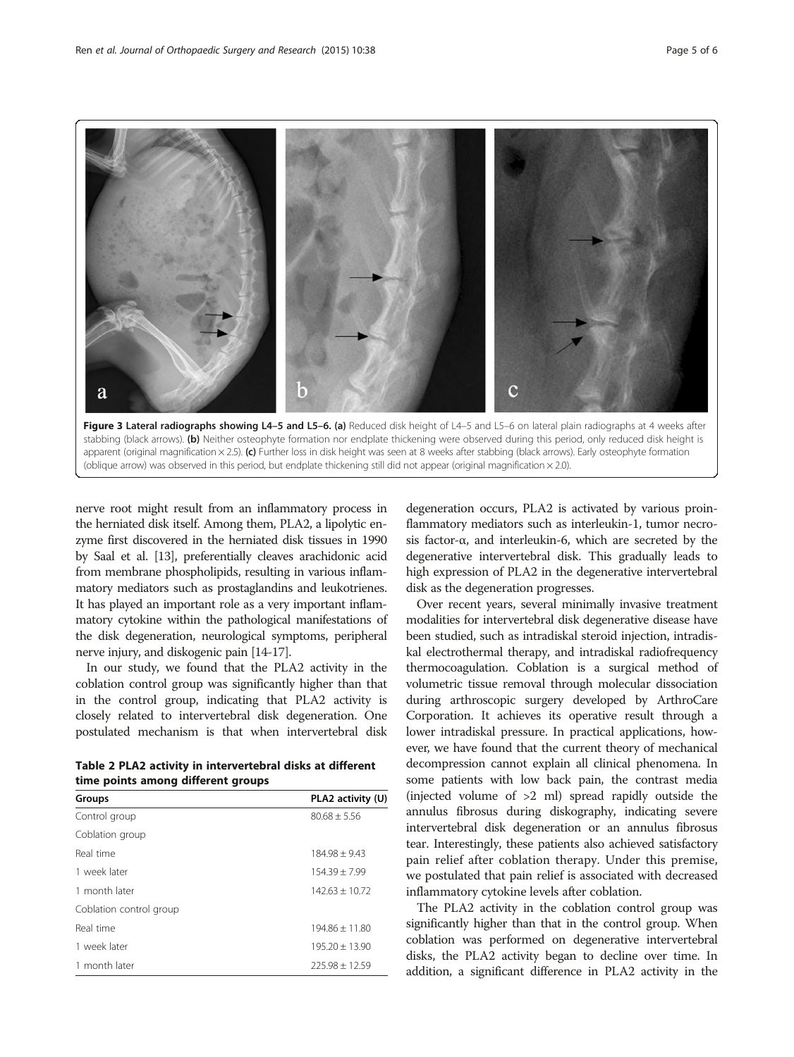**Figure 3 Lateral radiographs showing L4–5 and L5–6. (a)** Reduced disk height of L4–5 and L5–6 on lateral plain radiographs at 4 weeks after stabbing (black arrows). **(b)** Neither osteophyte formation nor endplate thickening were observed during this period, only reduced disk height is apparent (original magnification × 2.5). **(c)** Further loss in disk height was seen at 8 weeks after stabbing (black arrows). Early osteophyte formation (oblique arrow) was observed in this period, but endplate thickening still did not appear (original magnification × 2.0).

nerve root might result from an inflammatory process in the herniated disk itself. Among them, PLA2, a lipolytic enzyme first discovered in the herniated disk tissues in 1990 by Saal et al. [13], preferentially cleaves arachidonic acid from membrane phospholipids, resulting in various inflammatory mediators such as prostaglandins and leukotrienes. It has played an important role as a very important inflammatory cytokine within the pathological manifestations of the disk degeneration, neurological symptoms, peripheral nerve injury, and diskogenic pain [14-17].

In our study, we found that the PLA2 activity in the coblation control group was significantly higher than that in the control group, indicating that PLA2 activity is closely related to intervertebral disk degeneration. One postulated mechanism is that when intervertebral disk degeneration occurs, PLA2 is activated by various proinflammatory mediators such as interleukin-1, tumor necrosis factor-α, and interleukin-6, which are secreted by the degenerative intervertebral disk. This gradually leads to high expression of PLA2 in the degenerative intervertebral disk as the degeneration progresses.

**Table 2 PLA2 activity in intervertebral disks at different time points among different groups**

| Groups | PLA2 activity (U) |
|---|---|
| Control group | 80.68 ± 5.56 |
| Coblation group | |
| Real time | 184.98 ± 9.43 |
| 1 week later | 154.39 ± 7.99 |
| 1 month later | 142.63 ± 10.72 |
| Coblation control group | |
| Real time | 194.86 ± 11.80 |
| 1 week later | 195.20 ± 13.90 |
| 1 month later | 225.98 ± 12.59 |

Over recent years, several minimally invasive treatment modalities for intervertebral disk degenerative disease have been studied, such as intradiskal steroid injection, intradiskal electrothermal therapy, and intradiskal radiofrequency thermocoagulation. Coblation is a surgical method of volumetric tissue removal through molecular dissociation during arthroscopic surgery developed by ArthroCare Corporation. It achieves its operative result through a lower intradiskal pressure. In practical applications, however, we have found that the current theory of mechanical decompression cannot explain all clinical phenomena. In some patients with low back pain, the contrast media (injected volume of >2 ml) spread rapidly outside the annulus fibrosus during diskography, indicating severe intervertebral disk degeneration or an annulus fibrosus tear. Interestingly, these patients also achieved satisfactory pain relief after coblation therapy. Under this premise, we postulated that pain relief is associated with decreased inflammatory cytokine levels after coblation.

The PLA2 activity in the coblation control group was significantly higher than that in the control group. When coblation was performed on degenerative intervertebral disks, the PLA2 activity began to decline over time. In addition, a significant difference in PLA2 activity in the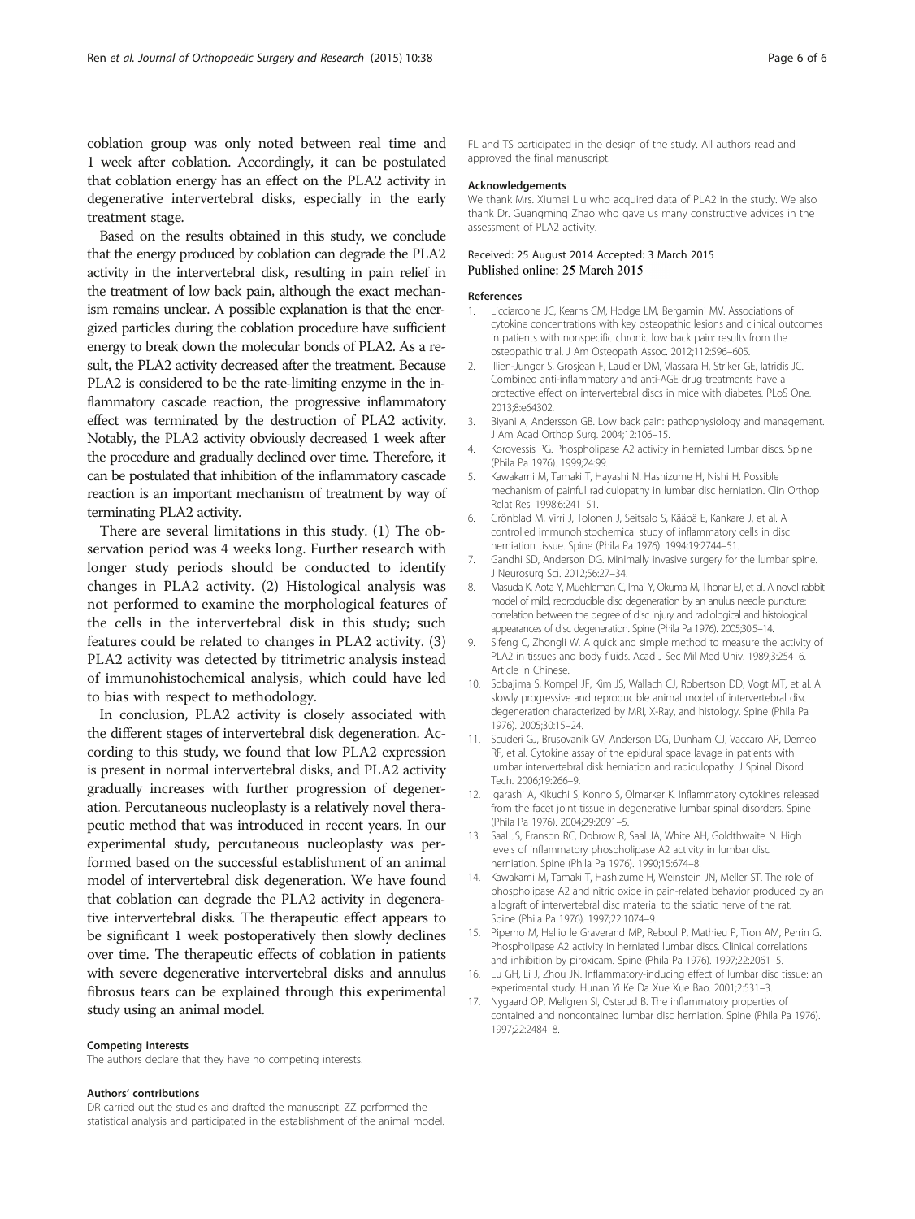coblation group was only noted between real time and 1 week after coblation. Accordingly, it can be postulated that coblation energy has an effect on the PLA2 activity in degenerative intervertebral disks, especially in the early treatment stage.

Based on the results obtained in this study, we conclude that the energy produced by coblation can degrade the PLA2 activity in the intervertebral disk, resulting in pain relief in the treatment of low back pain, although the exact mechanism remains unclear. A possible explanation is that the energized particles during the coblation procedure have sufficient energy to break down the molecular bonds of PLA2. As a result, the PLA2 activity decreased after the treatment. Because PLA2 is considered to be the rate-limiting enzyme in the inflammatory cascade reaction, the progressive inflammatory effect was terminated by the destruction of PLA2 activity. Notably, the PLA2 activity obviously decreased 1 week after the procedure and gradually declined over time. Therefore, it can be postulated that inhibition of the inflammatory cascade reaction is an important mechanism of treatment by way of terminating PLA2 activity.

There are several limitations in this study. (1) The observation period was 4 weeks long. Further research with longer study periods should be conducted to identify changes in PLA2 activity. (2) Histological analysis was not performed to examine the morphological features of the cells in the intervertebral disk in this study; such features could be related to changes in PLA2 activity. (3) PLA2 activity was detected by titrimetric analysis instead of immunohistochemical analysis, which could have led to bias with respect to methodology.

In conclusion, PLA2 activity is closely associated with the different stages of intervertebral disk degeneration. According to this study, we found that low PLA2 expression is present in normal intervertebral disks, and PLA2 activity gradually increases with further progression of degeneration. Percutaneous nucleoplasty is a relatively novel therapeutic method that was introduced in recent years. In our experimental study, percutaneous nucleoplasty was performed based on the successful establishment of an animal model of intervertebral disk degeneration. We have found that coblation can degrade the PLA2 activity in degenerative intervertebral disks. The therapeutic effect appears to be significant 1 week postoperatively then slowly declines over time. The therapeutic effects of coblation in patients with severe degenerative intervertebral disks and annulus fibrosus tears can be explained through this experimental study using an animal model.

#### Competing interests
The authors declare that they have no competing interests.

#### Authors' contributions
DR carried out the studies and drafted the manuscript. ZZ performed the statistical analysis and participated in the establishment of the animal model. FL and TS participated in the design of the study. All authors read and approved the final manuscript.

#### Acknowledgements
We thank Mrs. Xiumei Liu who acquired data of PLA2 in the study. We also thank Dr. Guangming Zhao who gave us many constructive advices in the assessment of PLA2 activity.

Received: 25 August 2014 Accepted: 3 March 2015
Published online: 25 March 2015

#### References

1. Licciardone JC, Kearns CM, Hodge LM, Bergamini MV. Associations of cytokine concentrations with key osteopathic lesions and clinical outcomes in patients with nonspecific chronic low back pain: results from the osteopathic trial. J Am Osteopath Assoc. 2012;112:596–605.
2. Illien-Junger S, Grosjean F, Laudier DM, Vlassara H, Striker GE, Iatridis JC. Combined anti-inflammatory and anti-AGE drug treatments have a protective effect on intervertebral discs in mice with diabetes. PLoS One. 2013;8:e64302.
3. Biyani A, Andersson GB. Low back pain: pathophysiology and management. J Am Acad Orthop Surg. 2004;12:106–15.
4. Korovessis PG. Phospholipase A2 activity in herniated lumbar discs. Spine (Phila Pa 1976). 1999;24:99.
5. Kawakami M, Tamaki T, Hayashi N, Hashizume H, Nishi H. Possible mechanism of painful radiculopathy in lumbar disc herniation. Clin Orthop Relat Res. 1998;6:241–51.
6. Grönblad M, Virri J, Tolonen J, Seitsalo S, Kääpä E, Kankare J, et al. A controlled immunohistochemical study of inflammatory cells in disc herniation tissue. Spine (Phila Pa 1976). 1994;19:2744–51.
7. Gandhi SD, Anderson DG. Minimally invasive surgery for the lumbar spine. J Neurosurg Sci. 2012;56:27–34.
8. Masuda K, Aota Y, Muehleman C, Imai Y, Okuma M, Thonar EJ, et al. A novel rabbit model of mild, reproducible disc degeneration by an anulus needle puncture: correlation between the degree of disc injury and radiological and histological appearances of disc degeneration. Spine (Phila Pa 1976). 2005;30:5–14.
9. Sifeng C, Zhongli W. A quick and simple method to measure the activity of PLA2 in tissues and body fluids. Acad J Sec Mil Med Univ. 1989;3:254–6. Article in Chinese.
10. Sobajima S, Kompel JF, Kim JS, Wallach CJ, Robertson DD, Vogt MT, et al. A slowly progressive and reproducible animal model of intervertebral disc degeneration characterized by MRI, X-Ray, and histology. Spine (Phila Pa 1976). 2005;30:15–24.
11. Scuderi GJ, Brusovanik GV, Anderson DG, Dunham CJ, Vaccaro AR, Demeo RF, et al. Cytokine assay of the epidural space lavage in patients with lumbar intervertebral disk herniation and radiculopathy. J Spinal Disord Tech. 2006;19:266–9.
12. Igarashi A, Kikuchi S, Konno S, Olmarker K. Inflammatory cytokines released from the facet joint tissue in degenerative lumbar spinal disorders. Spine (Phila Pa 1976). 2004;29:2091–5.
13. Saal JS, Franson RC, Dobrow R, Saal JA, White AH, Goldthwaite N. High levels of inflammatory phospholipase A2 activity in lumbar disc herniation. Spine (Phila Pa 1976). 1990;15:674–8.
14. Kawakami M, Tamaki T, Hashizume H, Weinstein JN, Meller ST. The role of phospholipase A2 and nitric oxide in pain-related behavior produced by an allograft of intervertebral disc material to the sciatic nerve of the rat. Spine (Phila Pa 1976). 1997;22:1074–9.
15. Piperno M, Hellio le Graverand MP, Reboul P, Mathieu P, Tron AM, Perrin G. Phospholipase A2 activity in herniated lumbar discs. Clinical correlations and inhibition by piroxicam. Spine (Phila Pa 1976). 1997;22:2061–5.
16. Lu GH, Li J, Zhou JN. Inflammatory-inducing effect of lumbar disc tissue: an experimental study. Hunan Yi Ke Da Xue Xue Bao. 2001;2:531–3.
17. Nygaard OP, Mellgren SI, Osterud B. The inflammatory properties of contained and noncontained lumbar disc herniation. Spine (Phila Pa 1976). 1997;22:2484–8.